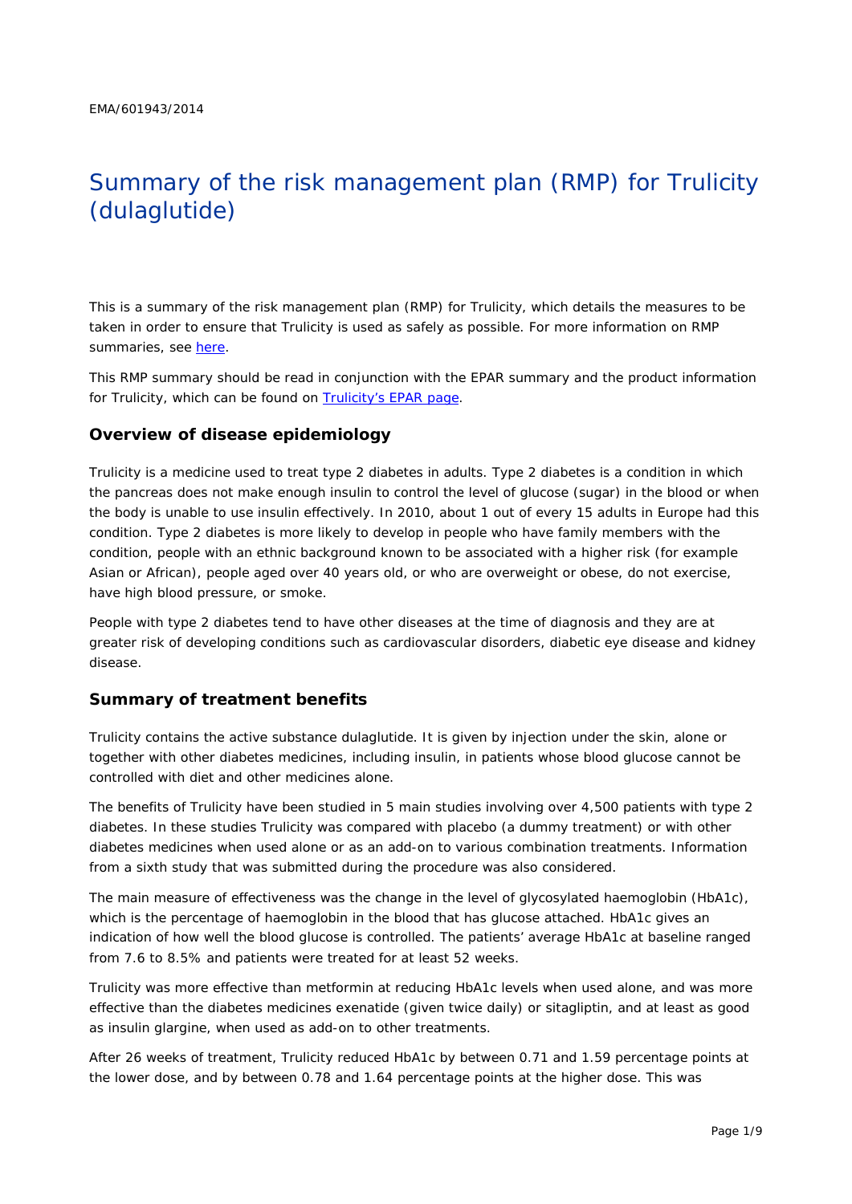EMA/601943/2014

# Summary of the risk management plan (RMP) for Trulicity (dulaglutide)

This is a summary of the risk management plan (RMP) for Trulicity, which details the measures to be taken in order to ensure that Trulicity is used as safely as possible. For more information on RMP summaries, see here.

This RMP summary should be read in conjunction with the EPAR summary and the product information for Trulicity, which can be found on Trulicity's EPAR page.

## Overview of disease epidemiology

Trulicity is a medicine used to treat type 2 diabetes in adults. Type 2 diabetes is a condition in which the pancreas does not make enough insulin to control the level of glucose (sugar) in the blood or when the body is unable to use insulin effectively. In 2010, about 1 out of every 15 adults in Europe had this condition. Type 2 diabetes is more likely to develop in people who have family members with the condition, people with an ethnic background known to be associated with a higher risk (for example Asian or African), people aged over 40 years old, or who are overweight or obese, do not exercise, have high blood pressure, or smoke.

People with type 2 diabetes tend to have other diseases at the time of diagnosis and they are at greater risk of developing conditions such as cardiovascular disorders, diabetic eye disease and kidney disease.

## Summary of treatment benefits

Trulicity contains the active substance dulaglutide. It is given by injection under the skin, alone or together with other diabetes medicines, including insulin, in patients whose blood glucose cannot be controlled with diet and other medicines alone.

The benefits of Trulicity have been studied in 5 main studies involving over 4,500 patients with type 2 diabetes. In these studies Trulicity was compared with placebo (a dummy treatment) or with other diabetes medicines when used alone or as an add-on to various combination treatments. Information from a sixth study that was submitted during the procedure was also considered.

The main measure of effectiveness was the change in the level of glycosylated haemoglobin (HbA1c), which is the percentage of haemoglobin in the blood that has glucose attached. HbA1c gives an indication of how well the blood glucose is controlled. The patients' average HbA1c at baseline ranged from 7.6 to 8.5% and patients were treated for at least 52 weeks.

Trulicity was more effective than metformin at reducing HbA1c levels when used alone, and was more effective than the diabetes medicines exenatide (given twice daily) or sitagliptin, and at least as good as insulin glargine, when used as add-on to other treatments.

After 26 weeks of treatment, Trulicity reduced HbA1c by between 0.71 and 1.59 percentage points at the lower dose, and by between 0.78 and 1.64 percentage points at the higher dose. This was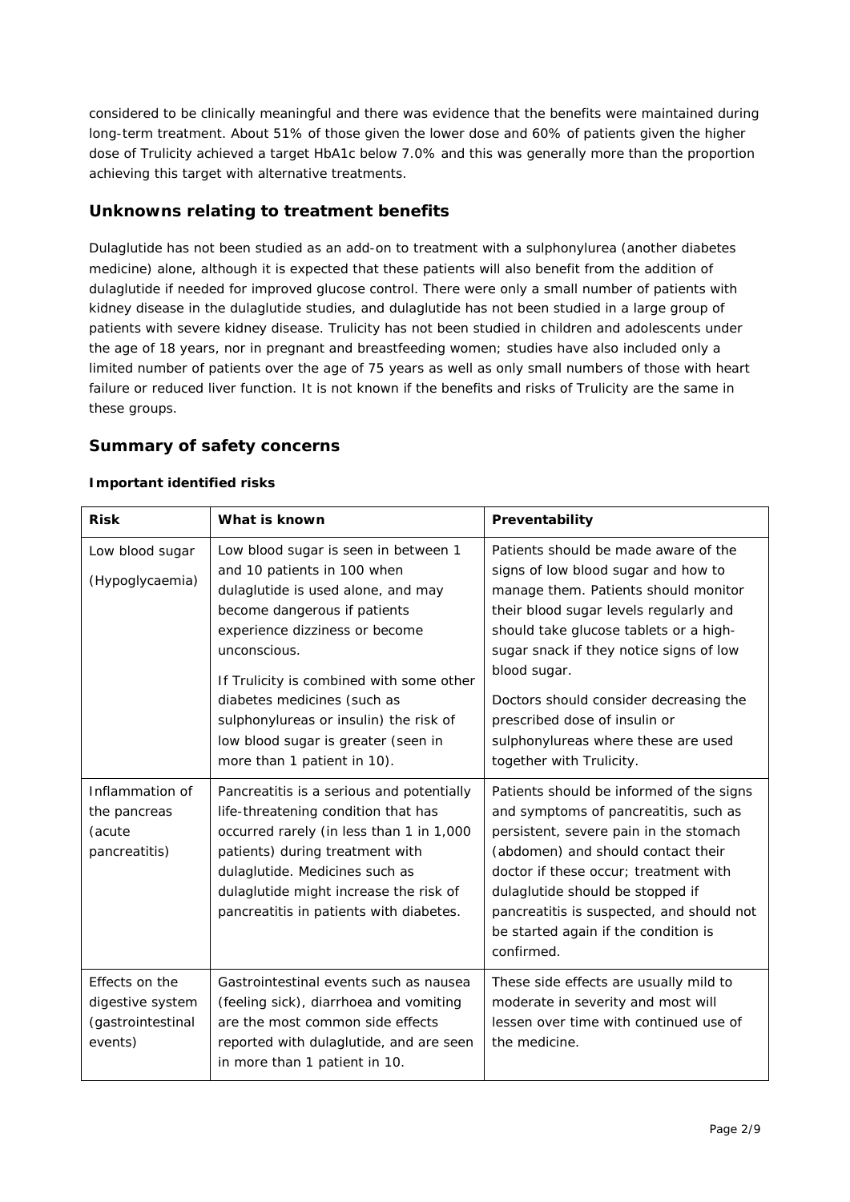considered to be clinically meaningful and there was evidence that the benefits were maintained during long-term treatment. About 51% of those given the lower dose and 60% of patients given the higher dose of Trulicity achieved a target HbA1c below 7.0% and this was generally more than the proportion achieving this target with alternative treatments.

## Unknowns relating to treatment benefits

Dulaglutide has not been studied as an add-on to treatment with a sulphonylurea (another diabetes medicine) alone, although it is expected that these patients will also benefit from the addition of dulaglutide if needed for improved glucose control. There were only a small number of patients with kidney disease in the dulaglutide studies, and dulaglutide has not been studied in a large group of patients with severe kidney disease. Trulicity has not been studied in children and adolescents under the age of 18 years, nor in pregnant and breastfeeding women; studies have also included only a limited number of patients over the age of 75 years as well as only small numbers of those with heart failure or reduced liver function. It is not known if the benefits and risks of Trulicity are the same in these groups.

## Summary of safety concerns

### Important identified risks

| Risk | What is known | Preventability |
|---|---|---|
| Low blood sugar (Hypoglycaemia) | Low blood sugar is seen in between 1 and 10 patients in 100 when dulaglutide is used alone, and may become dangerous if patients experience dizziness or become unconscious. If Trulicity is combined with some other diabetes medicines (such as sulphonylureas or insulin) the risk of low blood sugar is greater (seen in more than 1 patient in 10). | Patients should be made aware of the signs of low blood sugar and how to manage them. Patients should monitor their blood sugar levels regularly and should take glucose tablets or a high-sugar snack if they notice signs of low blood sugar. Doctors should consider decreasing the prescribed dose of insulin or sulphonylureas where these are used together with Trulicity. |
| Inflammation of the pancreas (acute pancreatitis) | Pancreatitis is a serious and potentially life-threatening condition that has occurred rarely (in less than 1 in 1,000 patients) during treatment with dulaglutide. Medicines such as dulaglutide might increase the risk of pancreatitis in patients with diabetes. | Patients should be informed of the signs and symptoms of pancreatitis, such as persistent, severe pain in the stomach (abdomen) and should contact their doctor if these occur; treatment with dulaglutide should be stopped if pancreatitis is suspected, and should not be started again if the condition is confirmed. |
| Effects on the digestive system (gastrointestinal events) | Gastrointestinal events such as nausea (feeling sick), diarrhoea and vomiting are the most common side effects reported with dulaglutide, and are seen in more than 1 patient in 10. | These side effects are usually mild to moderate in severity and most will lessen over time with continued use of the medicine. |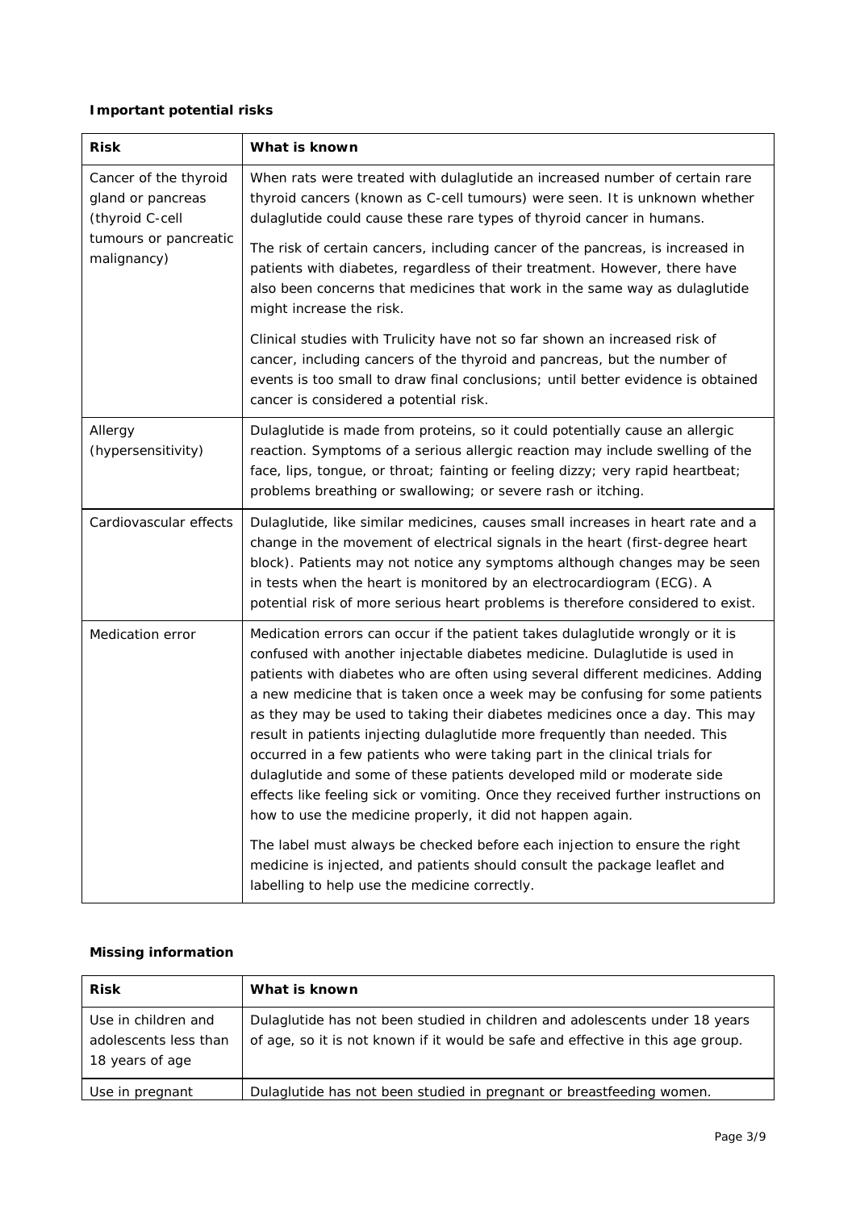**Important potential risks**

| Risk | What is known |
|---|---|
| Cancer of the thyroid gland or pancreas (thyroid C-cell tumours or pancreatic malignancy) | When rats were treated with dulaglutide an increased number of certain rare thyroid cancers (known as C-cell tumours) were seen. It is unknown whether dulaglutide could cause these rare types of thyroid cancer in humans.<br><br>The risk of certain cancers, including cancer of the pancreas, is increased in patients with diabetes, regardless of their treatment. However, there have also been concerns that medicines that work in the same way as dulaglutide might increase the risk.<br><br>Clinical studies with Trulicity have not so far shown an increased risk of cancer, including cancers of the thyroid and pancreas, but the number of events is too small to draw final conclusions; until better evidence is obtained cancer is considered a potential risk. |
| Allergy (hypersensitivity) | Dulaglutide is made from proteins, so it could potentially cause an allergic reaction. Symptoms of a serious allergic reaction may include swelling of the face, lips, tongue, or throat; fainting or feeling dizzy; very rapid heartbeat; problems breathing or swallowing; or severe rash or itching. |
| Cardiovascular effects | Dulaglutide, like similar medicines, causes small increases in heart rate and a change in the movement of electrical signals in the heart (first-degree heart block). Patients may not notice any symptoms although changes may be seen in tests when the heart is monitored by an electrocardiogram (ECG). A potential risk of more serious heart problems is therefore considered to exist. |
| Medication error | Medication errors can occur if the patient takes dulaglutide wrongly or it is confused with another injectable diabetes medicine. Dulaglutide is used in patients with diabetes who are often using several different medicines. Adding a new medicine that is taken once a week may be confusing for some patients as they may be used to taking their diabetes medicines once a day. This may result in patients injecting dulaglutide more frequently than needed. This occurred in a few patients who were taking part in the clinical trials for dulaglutide and some of these patients developed mild or moderate side effects like feeling sick or vomiting. Once they received further instructions on how to use the medicine properly, it did not happen again.<br><br>The label must always be checked before each injection to ensure the right medicine is injected, and patients should consult the package leaflet and labelling to help use the medicine correctly. |

**Missing information**

| Risk | What is known |
|---|---|
| Use in children and adolescents less than 18 years of age | Dulaglutide has not been studied in children and adolescents under 18 years of age, so it is not known if it would be safe and effective in this age group. |
| Use in pregnant | Dulaglutide has not been studied in pregnant or breastfeeding women. |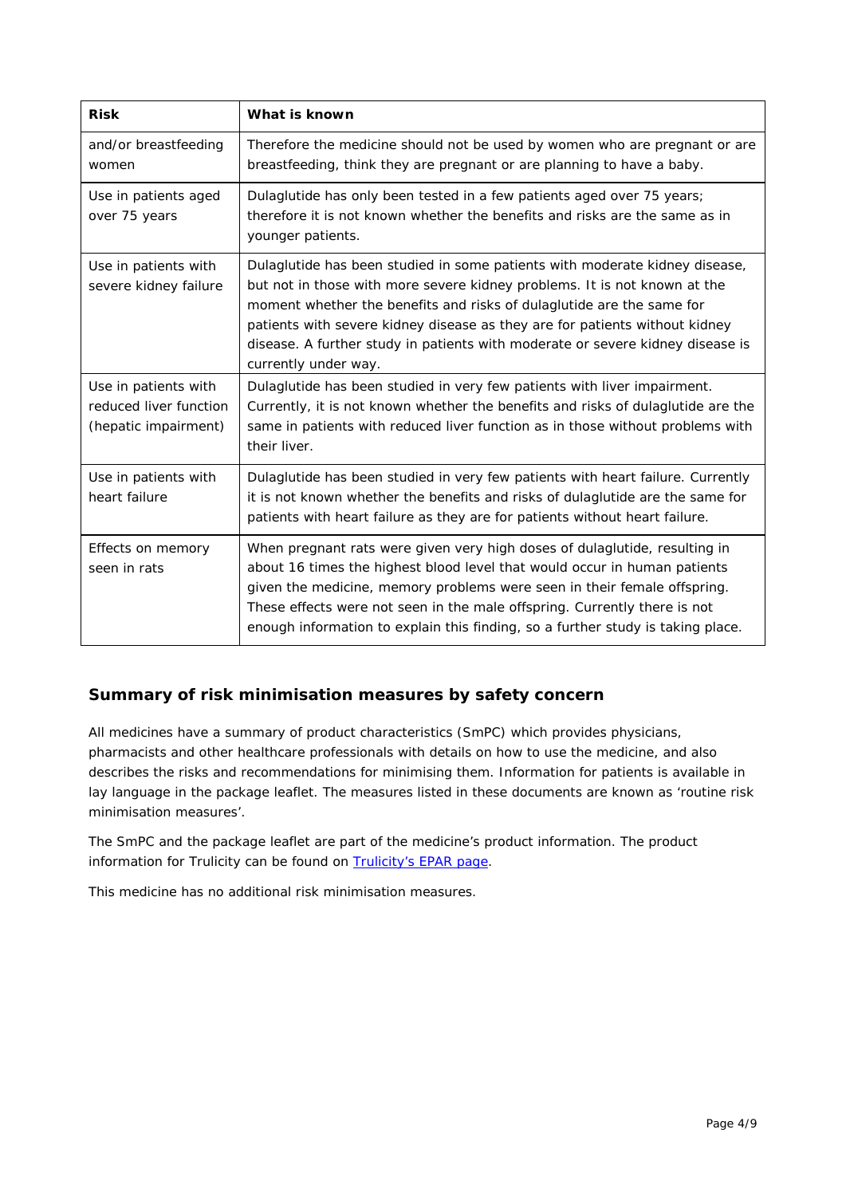| Risk | What is known |
| --- | --- |
| and/or breastfeeding women | Therefore the medicine should not be used by women who are pregnant or are breastfeeding, think they are pregnant or are planning to have a baby. |
| Use in patients aged over 75 years | Dulaglutide has only been tested in a few patients aged over 75 years; therefore it is not known whether the benefits and risks are the same as in younger patients. |
| Use in patients with severe kidney failure | Dulaglutide has been studied in some patients with moderate kidney disease, but not in those with more severe kidney problems. It is not known at the moment whether the benefits and risks of dulaglutide are the same for patients with severe kidney disease as they are for patients without kidney disease. A further study in patients with moderate or severe kidney disease is currently under way. |
| Use in patients with reduced liver function (hepatic impairment) | Dulaglutide has been studied in very few patients with liver impairment. Currently, it is not known whether the benefits and risks of dulaglutide are the same in patients with reduced liver function as in those without problems with their liver. |
| Use in patients with heart failure | Dulaglutide has been studied in very few patients with heart failure. Currently it is not known whether the benefits and risks of dulaglutide are the same for patients with heart failure as they are for patients without heart failure. |
| Effects on memory seen in rats | When pregnant rats were given very high doses of dulaglutide, resulting in about 16 times the highest blood level that would occur in human patients given the medicine, memory problems were seen in their female offspring. These effects were not seen in the male offspring. Currently there is not enough information to explain this finding, so a further study is taking place. |

## Summary of risk minimisation measures by safety concern

All medicines have a summary of product characteristics (SmPC) which provides physicians, pharmacists and other healthcare professionals with details on how to use the medicine, and also describes the risks and recommendations for minimising them. Information for patients is available in lay language in the package leaflet. The measures listed in these documents are known as 'routine risk minimisation measures'.

The SmPC and the package leaflet are part of the medicine's product information. The product information for Trulicity can be found on Trulicity's EPAR page.

This medicine has no additional risk minimisation measures.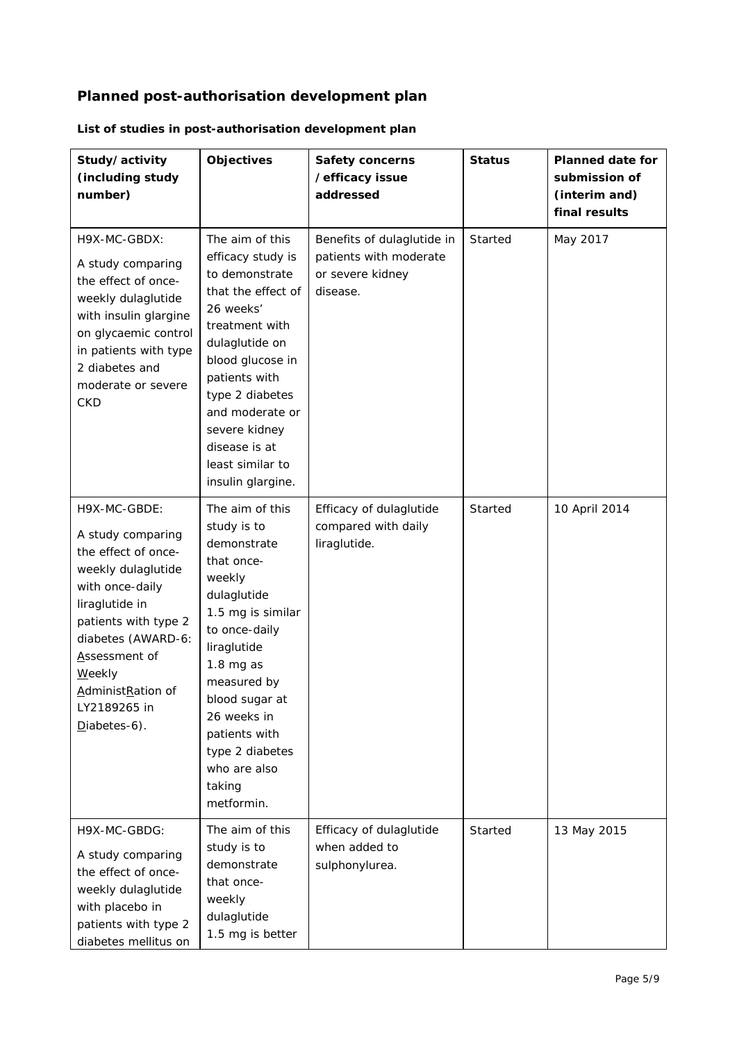## Planned post-authorisation development plan

**List of studies in post-authorisation development plan**

| Study/activity (including study number) | Objectives | Safety concerns /efficacy issue addressed | Status | Planned date for submission of (interim and) final results |
|---|---|---|---|---|
| H9X-MC-GBDX: A study comparing the effect of once-weekly dulaglutide with insulin glargine on glycaemic control in patients with type 2 diabetes and moderate or severe CKD | The aim of this efficacy study is to demonstrate that the effect of 26 weeks' treatment with dulaglutide on blood glucose in patients with type 2 diabetes and moderate or severe kidney disease is at least similar to insulin glargine. | Benefits of dulaglutide in patients with moderate or severe kidney disease. | Started | May 2017 |
| H9X-MC-GBDE: A study comparing the effect of once-weekly dulaglutide with once-daily liraglutide in patients with type 2 diabetes (AWARD-6: Assessment of Weekly AdministRation of LY2189265 in Diabetes-6). | The aim of this study is to demonstrate that once-weekly dulaglutide 1.5 mg is similar to once-daily liraglutide 1.8 mg as measured by blood sugar at 26 weeks in patients with type 2 diabetes who are also taking metformin. | Efficacy of dulaglutide compared with daily liraglutide. | Started | 10 April 2014 |
| H9X-MC-GBDG: A study comparing the effect of once-weekly dulaglutide with placebo in patients with type 2 diabetes mellitus on | The aim of this study is to demonstrate that once-weekly dulaglutide 1.5 mg is better | Efficacy of dulaglutide when added to sulphonylurea. | Started | 13 May 2015 |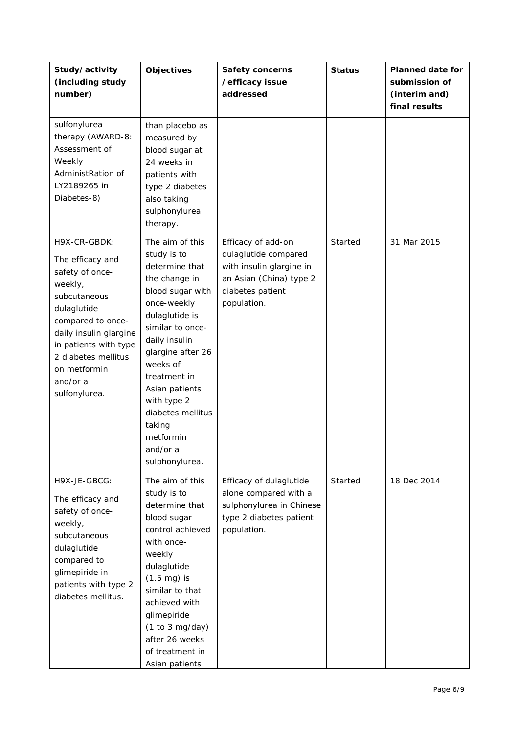| Study/activity (including study number) | Objectives | Safety concerns /efficacy issue addressed | Status | Planned date for submission of (interim and) final results |
|---|---|---|---|---|
| sulfonylurea therapy (AWARD-8: Assessment of Weekly AdministRation of LY2189265 in Diabetes-8) | than placebo as measured by blood sugar at 24 weeks in patients with type 2 diabetes also taking sulphonylurea therapy. | | | |
| H9X-CR-GBDK: The efficacy and safety of once-weekly, subcutaneous dulaglutide compared to once-daily insulin glargine in patients with type 2 diabetes mellitus on metformin and/or a sulfonylurea. | The aim of this study is to determine that the change in blood sugar with once-weekly dulaglutide is similar to once-daily insulin glargine after 26 weeks of treatment in Asian patients with type 2 diabetes mellitus taking metformin and/or a sulphonylurea. | Efficacy of add-on dulaglutide compared with insulin glargine in an Asian (China) type 2 diabetes patient population. | Started | 31 Mar 2015 |
| H9X-JE-GBCG: The efficacy and safety of once-weekly, subcutaneous dulaglutide compared to glimepiride in patients with type 2 diabetes mellitus. | The aim of this study is to determine that blood sugar control achieved with once-weekly dulaglutide (1.5 mg) is similar to that achieved with glimepiride (1 to 3 mg/day) after 26 weeks of treatment in Asian patients | Efficacy of dulaglutide alone compared with a sulphonylurea in Chinese type 2 diabetes patient population. | Started | 18 Dec 2014 |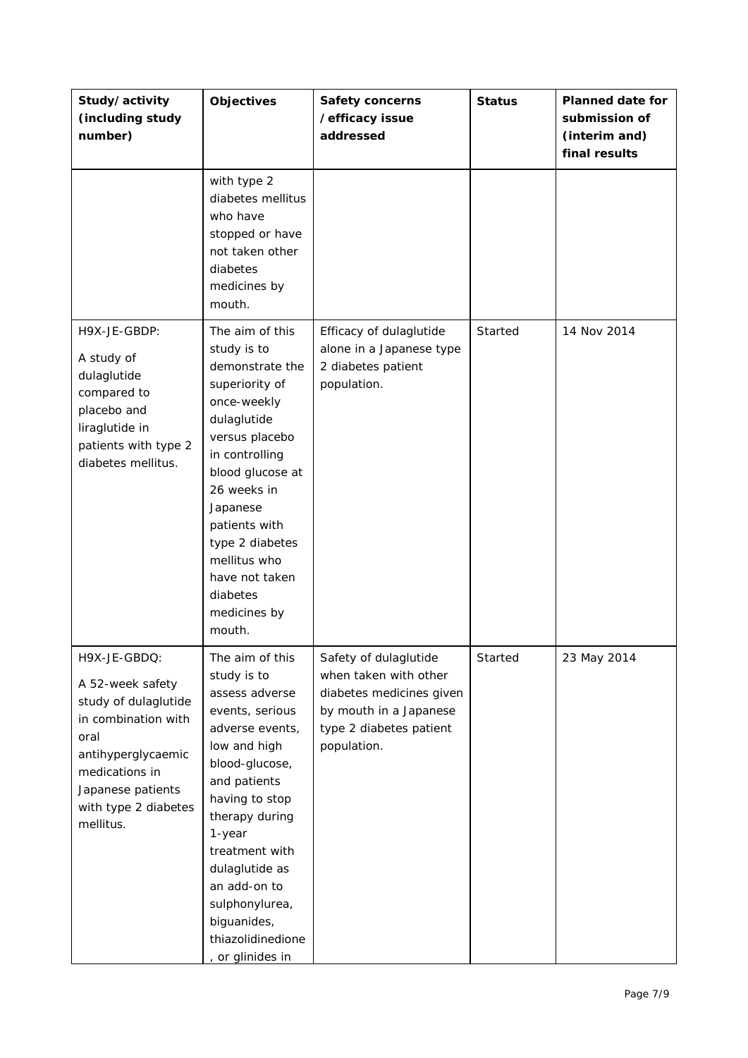| Study/activity (including study number) | Objectives | Safety concerns /efficacy issue addressed | Status | Planned date for submission of (interim and) final results |
|---|---|---|---|---|
| | with type 2 diabetes mellitus who have stopped or have not taken other diabetes medicines by mouth. | | | |
| H9X-JE-GBDP: A study of dulaglutide compared to placebo and liraglutide in patients with type 2 diabetes mellitus. | The aim of this study is to demonstrate the superiority of once-weekly dulaglutide versus placebo in controlling blood glucose at 26 weeks in Japanese patients with type 2 diabetes mellitus who have not taken diabetes medicines by mouth. | Efficacy of dulaglutide alone in a Japanese type 2 diabetes patient population. | Started | 14 Nov 2014 |
| H9X-JE-GBDQ: A 52-week safety study of dulaglutide in combination with oral antihyperglycaemic medications in Japanese patients with type 2 diabetes mellitus. | The aim of this study is to assess adverse events, serious adverse events, low and high blood-glucose, and patients having to stop therapy during 1-year treatment with dulaglutide as an add-on to sulphonylurea, biguanides, thiazolidinedione, or glinides in | Safety of dulaglutide when taken with other diabetes medicines given by mouth in a Japanese type 2 diabetes patient population. | Started | 23 May 2014 |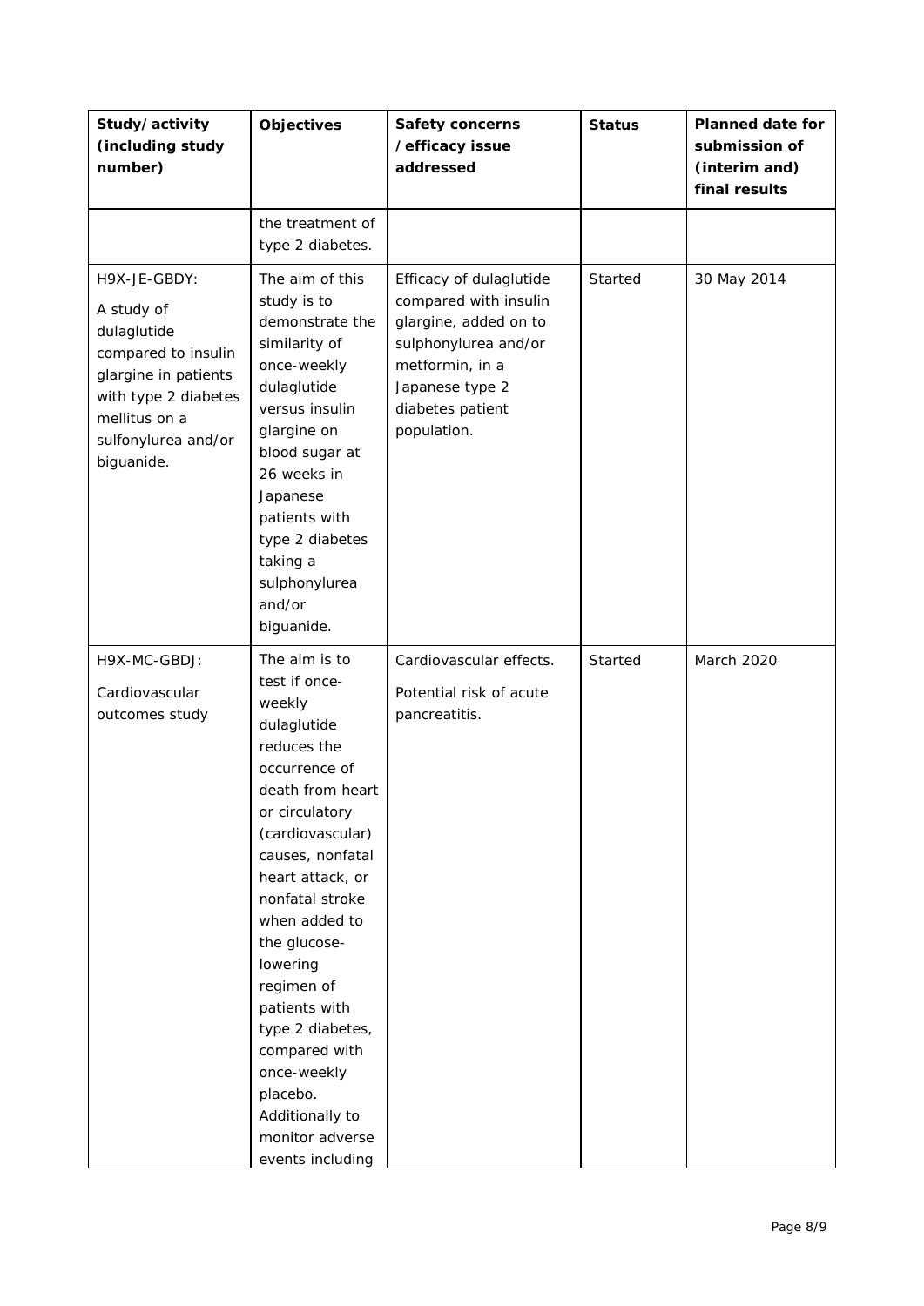| Study/activity (including study number) | Objectives | Safety concerns /efficacy issue addressed | Status | Planned date for submission of (interim and) final results |
|---|---|---|---|---|
| | the treatment of type 2 diabetes. | | | |
| H9X-JE-GBDY: A study of dulaglutide compared to insulin glargine in patients with type 2 diabetes mellitus on a sulfonylurea and/or biguanide. | The aim of this study is to demonstrate the similarity of once-weekly dulaglutide versus insulin glargine on blood sugar at 26 weeks in Japanese patients with type 2 diabetes taking a sulphonylurea and/or biguanide. | Efficacy of dulaglutide compared with insulin glargine, added on to sulphonylurea and/or metformin, in a Japanese type 2 diabetes patient population. | Started | 30 May 2014 |
| H9X-MC-GBDJ: Cardiovascular outcomes study | The aim is to test if once-weekly dulaglutide reduces the occurrence of death from heart or circulatory (cardiovascular) causes, nonfatal heart attack, or nonfatal stroke when added to the glucose-lowering regimen of patients with type 2 diabetes, compared with once-weekly placebo. Additionally to monitor adverse events including | Cardiovascular effects. Potential risk of acute pancreatitis. | Started | March 2020 |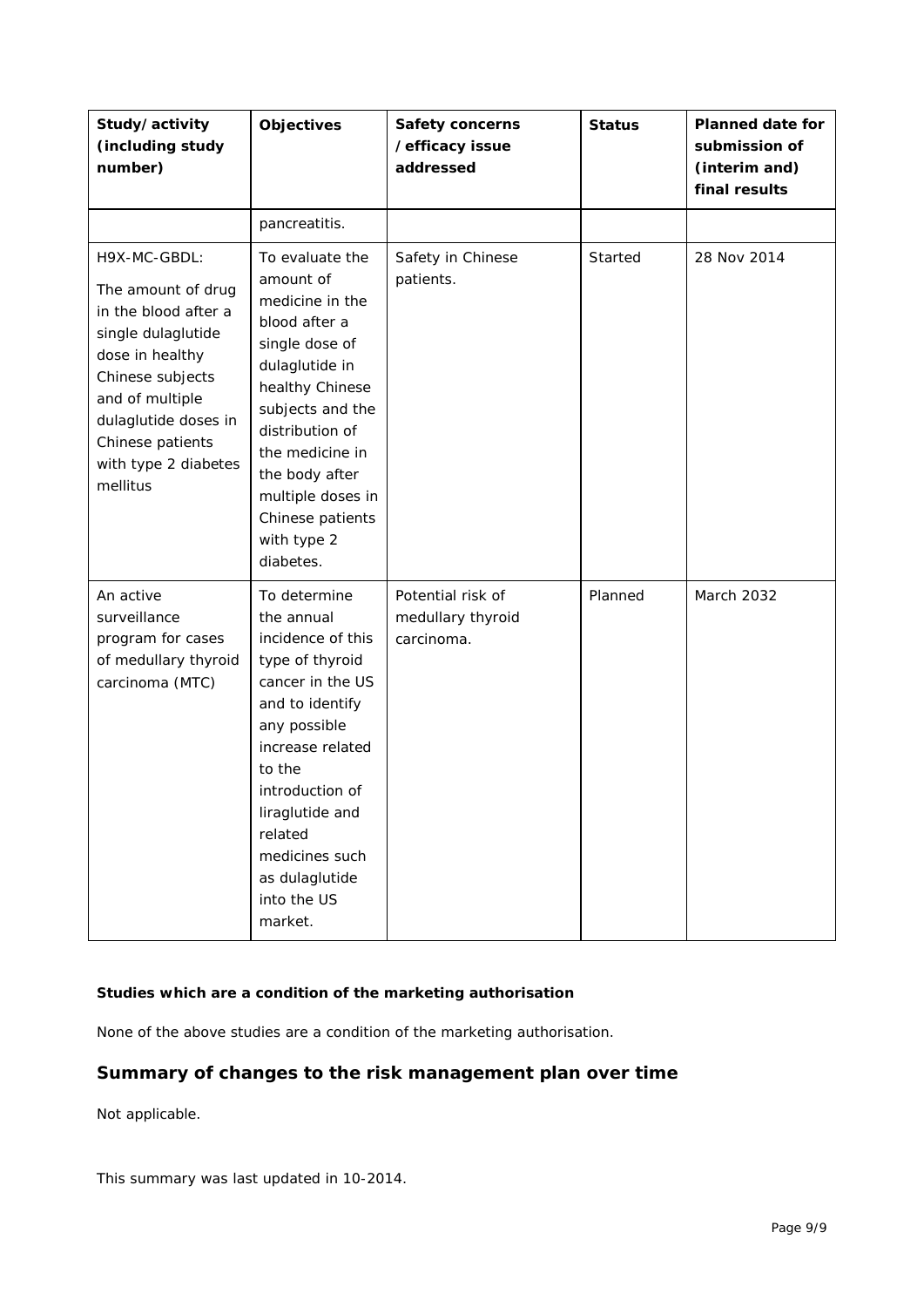| Study/activity (including study number) | Objectives | Safety concerns /efficacy issue addressed | Status | Planned date for submission of (interim and) final results |
|---|---|---|---|---|
| | pancreatitis. | | | |
| H9X-MC-GBDL: The amount of drug in the blood after a single dulaglutide dose in healthy Chinese subjects and of multiple dulaglutide doses in Chinese patients with type 2 diabetes mellitus | To evaluate the amount of medicine in the blood after a single dose of dulaglutide in healthy Chinese subjects and the distribution of the medicine in the body after multiple doses in Chinese patients with type 2 diabetes. | Safety in Chinese patients. | Started | 28 Nov 2014 |
| An active surveillance program for cases of medullary thyroid carcinoma (MTC) | To determine the annual incidence of this type of thyroid cancer in the US and to identify any possible increase related to the introduction of liraglutide and related medicines such as dulaglutide into the US market. | Potential risk of medullary thyroid carcinoma. | Planned | March 2032 |

**Studies which are a condition of the marketing authorisation**

None of the above studies are a condition of the marketing authorisation.

## Summary of changes to the risk management plan over time

Not applicable.

This summary was last updated in 10-2014.